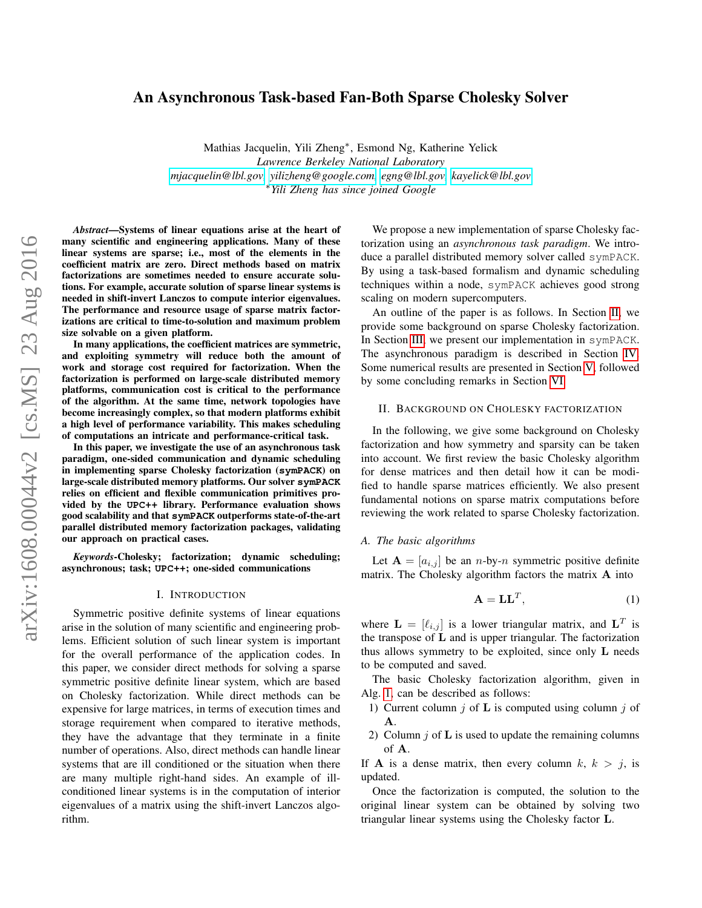# An Asynchronous Task-based Fan-Both Sparse Cholesky Solver

Mathias Jacquelin, Yili Zheng*, Esmond Ng, Katherine Yelick
*Lawrence Berkeley National Laboratory*
mjacquelin@lbl.gov, yilizheng@google.com, egng@lbl.gov, kayelick@lbl.gov
*Yili Zheng has since joined Google

***Abstract*—Systems of linear equations arise at the heart of many scientific and engineering applications. Many of these linear systems are sparse; i.e., most of the elements in the coefficient matrix are zero. Direct methods based on matrix factorizations are sometimes needed to ensure accurate solutions. For example, accurate solution of sparse linear systems is needed in shift-invert Lanczos to compute interior eigenvalues. The performance and resource usage of sparse matrix factorizations are critical to time-to-solution and maximum problem size solvable on a given platform.**

**In many applications, the coefficient matrices are symmetric, and exploiting symmetry will reduce both the amount of work and storage cost required for factorization. When the factorization is performed on large-scale distributed memory platforms, communication cost is critical to the performance of the algorithm. At the same time, network topologies have become increasingly complex, so that modern platforms exhibit a high level of performance variability. This makes scheduling of computations an intricate and performance-critical task.**

**In this paper, we investigate the use of an asynchronous task paradigm, one-sided communication and dynamic scheduling in implementing sparse Cholesky factorization (symPACK) on large-scale distributed memory platforms. Our solver symPACK relies on efficient and flexible communication primitives provided by the UPC++ library. Performance evaluation shows good scalability and that symPACK outperforms state-of-the-art parallel distributed memory factorization packages, validating our approach on practical cases.**

***Keywords*-Cholesky; factorization; dynamic scheduling; asynchronous; task; UPC++; one-sided communications**

## I. Introduction

Symmetric positive definite systems of linear equations arise in the solution of many scientific and engineering problems. Efficient solution of such linear system is important for the overall performance of the application codes. In this paper, we consider direct methods for solving a sparse symmetric positive definite linear system, which are based on Cholesky factorization. While direct methods can be expensive for large matrices, in terms of execution times and storage requirement when compared to iterative methods, they have the advantage that they terminate in a finite number of operations. Also, direct methods can handle linear systems that are ill conditioned or the situation when there are many multiple right-hand sides. An example of ill-conditioned linear systems is in the computation of interior eigenvalues of a matrix using the shift-invert Lanczos algorithm.

We propose a new implementation of sparse Cholesky factorization using an *asynchronous task paradigm*. We introduce a parallel distributed memory solver called symPACK. By using a task-based formalism and dynamic scheduling techniques within a node, symPACK achieves good strong scaling on modern supercomputers.

An outline of the paper is as follows. In Section II, we provide some background on sparse Cholesky factorization. In Section III, we present our implementation in symPACK. The asynchronous paradigm is described in Section IV. Some numerical results are presented in Section V, followed by some concluding remarks in Section VI.

## II. Background on Cholesky factorization

In the following, we give some background on Cholesky factorization and how symmetry and sparsity can be taken into account. We first review the basic Cholesky algorithm for dense matrices and then detail how it can be modified to handle sparse matrices efficiently. We also present fundamental notions on sparse matrix computations before reviewing the work related to sparse Cholesky factorization.

### A. The basic algorithms

Let $\mathbf{A} = [a_{i,j}]$ be an $n$-by-$n$ symmetric positive definite matrix. The Cholesky algorithm factors the matrix $\mathbf{A}$ into

$$\mathbf{A} = \mathbf{L}\mathbf{L}^T, \tag{1}$$

where $\mathbf{L} = [\ell_{i,j}]$ is a lower triangular matrix, and $\mathbf{L}^T$ is the transpose of $\mathbf{L}$ and is upper triangular. The factorization thus allows symmetry to be exploited, since only $\mathbf{L}$ needs to be computed and saved.

The basic Cholesky factorization algorithm, given in Alg. 1, can be described as follows:

1) Current column $j$ of $\mathbf{L}$ is computed using column $j$ of $\mathbf{A}$.
2) Column $j$ of $\mathbf{L}$ is used to update the remaining columns of $\mathbf{A}$.

If $\mathbf{A}$ is a dense matrix, then every column $k$, $k > j$, is updated.

Once the factorization is computed, the solution to the original linear system can be obtained by solving two triangular linear systems using the Cholesky factor $\mathbf{L}$.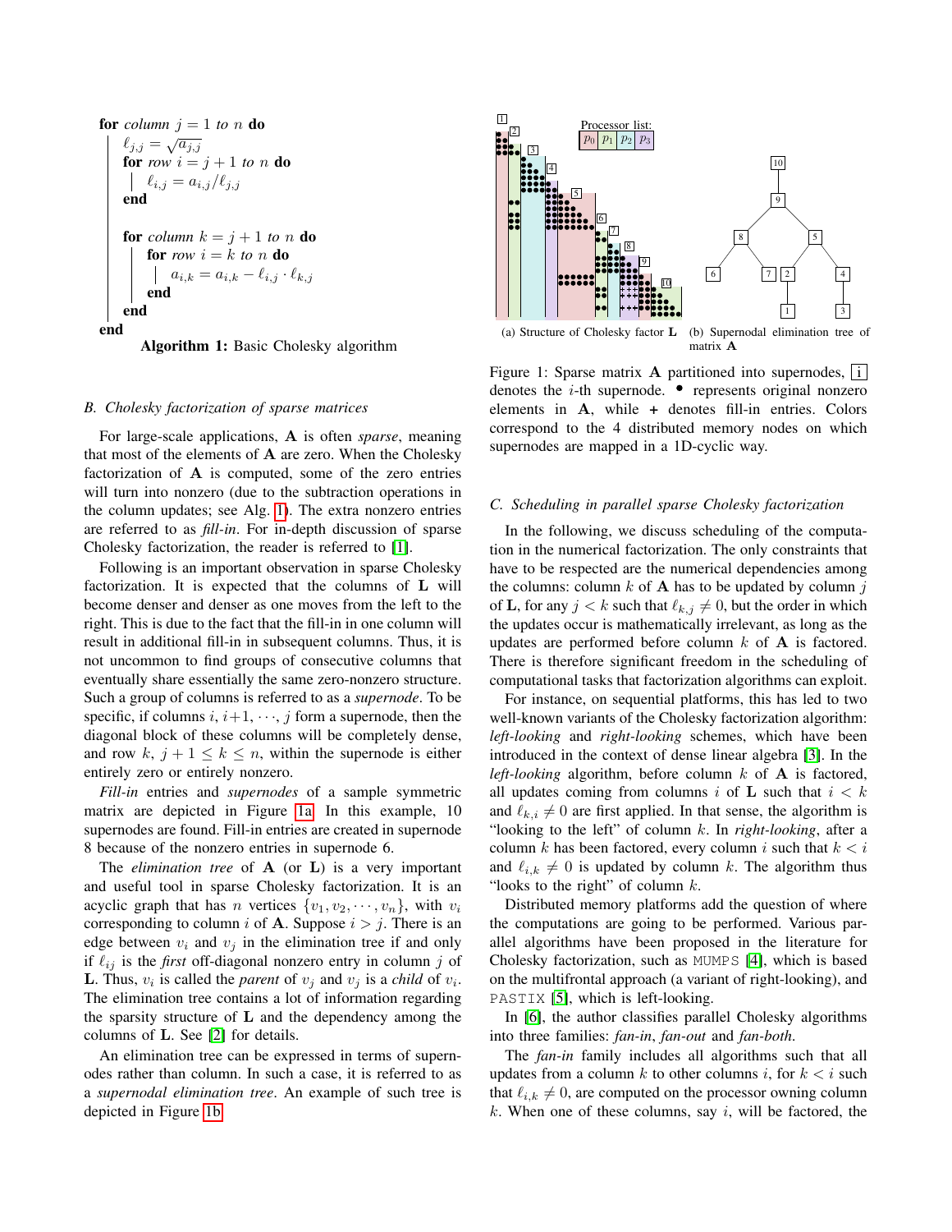```
for column j = 1 to n do
    ℓ_{j,j} = √a_{j,j}
    for row i = j + 1 to n do
        ℓ_{i,j} = a_{i,j} / ℓ_{j,j}
    end

    for column k = j + 1 to n do
        for row i = k to n do
            a_{i,k} = a_{i,k} − ℓ_{i,j} · ℓ_{k,j}
        end
    end
end
```

**Algorithm 1:** Basic Cholesky algorithm

### B. Cholesky factorization of sparse matrices

For large-scale applications, $\mathbf{A}$ is often *sparse*, meaning that most of the elements of $\mathbf{A}$ are zero. When the Cholesky factorization of $\mathbf{A}$ is computed, some of the zero entries will turn into nonzero (due to the subtraction operations in the column updates; see Alg. 1). The extra nonzero entries are referred to as *fill-in*. For in-depth discussion of sparse Cholesky factorization, the reader is referred to [1].

Following is an important observation in sparse Cholesky factorization. It is expected that the columns of $\mathbf{L}$ will become denser and denser as one moves from the left to the right. This is due to the fact that the fill-in in one column will result in additional fill-in in subsequent columns. Thus, it is not uncommon to find groups of consecutive columns that eventually share essentially the same zero-nonzero structure. Such a group of consecutive columns is referred to as a *supernode*. To be specific, if columns $i, i+1, \cdots, j$ form a supernode, then the diagonal block of these columns will be completely dense, and row $k$, $j+1 \leq k \leq n$, within the supernode is either entirely zero or entirely nonzero.

*Fill-in* entries and *supernodes* of a sample symmetric matrix are depicted in Figure 1a. In this example, 10 supernodes are found. Fill-in entries are created in supernode 8 because of the nonzero entries in supernode 6.

The *elimination tree* of $\mathbf{A}$ (or $\mathbf{L}$) is a very important and useful tool in sparse Cholesky factorization. It is an acyclic graph that has $n$ vertices $\{v_1, v_2, \cdots, v_n\}$, with $v_i$ corresponding to column $i$ of $\mathbf{A}$. Suppose $i > j$. There is an edge between $v_i$ and $v_j$ in the elimination tree if and only if $\ell_{ij}$ is the *first* off-diagonal nonzero entry in column $j$ of $\mathbf{L}$. Thus, $v_i$ is called the *parent* of $v_j$ and $v_j$ is a *child* of $v_i$. The elimination tree contains a lot of information regarding the sparsity structure of $\mathbf{L}$ and the dependency among the columns of $\mathbf{L}$. See [2] for details.

An elimination tree can be expressed in terms of supernodes rather than column. In such a case, it is referred to as a *supernodal elimination tree*. An example of such tree is depicted in Figure 1b.

(a) Structure of Cholesky factor $\mathbf{L}$ (b) Supernodal elimination tree of matrix $\mathbf{A}$

Figure 1: Sparse matrix $\mathbf{A}$ partitioned into supernodes, $\boxed{i}$ denotes the $i$-th supernode. • represents original nonzero elements in $\mathbf{A}$, while + denotes fill-in entries. Colors correspond to the 4 distributed memory nodes on which supernodes are mapped in a 1D-cyclic way.

### C. Scheduling in parallel sparse Cholesky factorization

In the following, we discuss scheduling of the computation in the numerical factorization. The only constraints that have to be respected are the numerical dependencies among the columns: column $k$ of $\mathbf{A}$ has to be updated by column $j$ of $\mathbf{L}$, for any $j < k$ such that $\ell_{k,j} \neq 0$, but the order in which the updates occur is mathematically irrelevant, as long as the updates are performed before column $k$ of $\mathbf{A}$ is factored. There is therefore significant freedom in the scheduling of computational tasks that factorization algorithms can exploit.

For instance, on sequential platforms, this has led to two well-known variants of the Cholesky factorization algorithm: *left-looking* and *right-looking* schemes, which have been introduced in the context of dense linear algebra [3]. In the *left-looking* algorithm, before column $k$ of $\mathbf{A}$ is factored, all updates coming from columns $i$ of $\mathbf{L}$ such that $i < k$ and $\ell_{k,i} \neq 0$ are first applied. In that sense, the algorithm is "looking to the left" of column $k$. In *right-looking*, after a column $k$ has been factored, every column $i$ such that $k < i$ and $\ell_{i,k} \neq 0$ is updated by column $k$. The algorithm thus "looks to the right" of column $k$.

Distributed memory platforms add the question of where the computations are going to be performed. Various parallel algorithms have been proposed in the literature for Cholesky factorization, such as MUMPS [4], which is based on the multifrontal approach (a variant of right-looking), and PASTIX [5], which is left-looking.

In [6], the author classifies parallel Cholesky algorithms into three families: *fan-in*, *fan-out* and *fan-both*.

The *fan-in* family includes all algorithms such that all updates from a column $k$ to other columns $i$, for $k < i$ such that $\ell_{i,k} \neq 0$, are computed on the processor owning column $k$. When one of these columns, say $i$, will be factored, the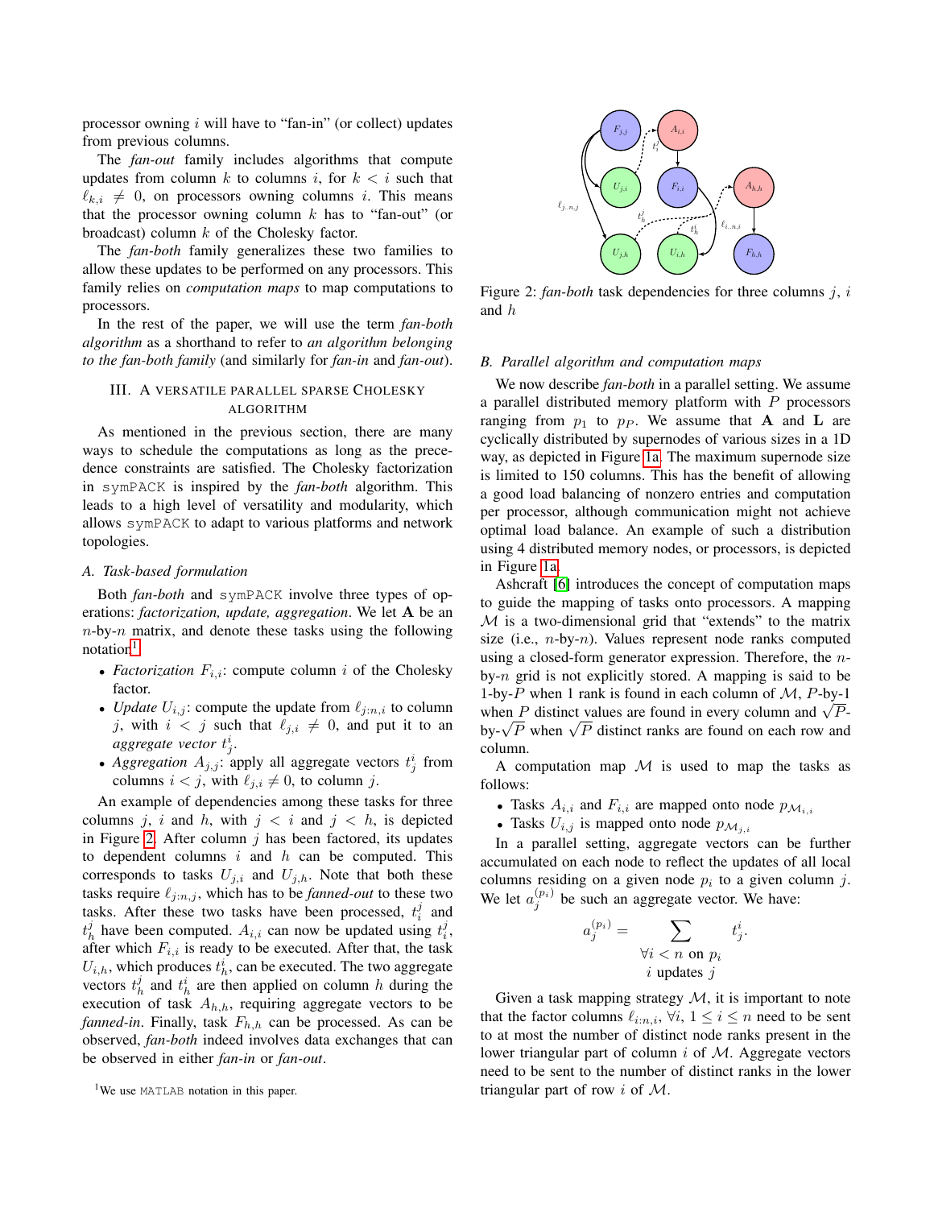processor owning $i$ will have to "fan-in" (or collect) updates from previous columns.

The *fan-out* family includes algorithms that compute updates from column $k$ to columns $i$, for $k < i$ such that $\ell_{k,i} \neq 0$, on processors owning columns $i$. This means that the processor owning column $k$ has to "fan-out" (or broadcast) column $k$ of the Cholesky factor.

The *fan-both* family generalizes these two families to allow these updates to be performed on any processors. This family relies on *computation maps* to map computations to processors.

In the rest of the paper, we will use the term *fan-both algorithm* as a shorthand to refer to *an algorithm belonging to the fan-both family* (and similarly for *fan-in* and *fan-out*).

## III. A versatile parallel sparse Cholesky algorithm

As mentioned in the previous section, there are many ways to schedule the computations as long as the precedence constraints are satisfied. The Cholesky factorization in `symPACK` is inspired by the *fan-both* algorithm. This leads to a high level of versatility and modularity, which allows `symPACK` to adapt to various platforms and network topologies.

### A. Task-based formulation

Both *fan-both* and `symPACK` involve three types of operations: *factorization, update, aggregation*. We let $\mathbf{A}$ be an $n$-by-$n$ matrix, and denote these tasks using the following notation[1]:

- *Factorization* $F_{i,i}$: compute column $i$ of the Cholesky factor.
- *Update* $U_{i,j}$: compute the update from $\ell_{j:n,i}$ to column $j$, with $i < j$ such that $\ell_{j,i} \neq 0$, and put it to an *aggregate vector* $t^i_j$.
- *Aggregation* $A_{j,j}$: apply all aggregate vectors $t^i_j$ from columns $i < j$, with $\ell_{j,i} \neq 0$, to column $j$.

An example of dependencies among these tasks for three columns $j$, $i$ and $h$, with $j < i$ and $j < h$, is depicted in Figure 2. After column $j$ has been factored, its updates to dependent columns $i$ and $h$ can be computed. This corresponds to tasks $U_{j,i}$ and $U_{j,h}$. Note that both these tasks require $\ell_{j:n,j}$, which has to be *fanned-out* to these two tasks. After these two tasks have been processed, $t^j_i$ and $t^j_h$ have been computed. $A_{i,i}$ can now be updated using $t^j_i$, after which $F_{i,i}$ is ready to be executed. After that, the task $U_{i,h}$, which produces $t^i_h$, can be executed. The two aggregate vectors $t^j_h$ and $t^i_h$ are then applied on column $h$ during the execution of task $A_{h,h}$, requiring aggregate vectors to be *fanned-in*. Finally, task $F_{h,h}$ can be processed. As can be observed, *fan-both* indeed involves data exchanges that can be observed in either *fan-in* or *fan-out*.

[1] We use MATLAB notation in this paper.

Figure 2: *fan-both* task dependencies for three columns $j$, $i$ and $h$

### B. Parallel algorithm and computation maps

We now describe *fan-both* in a parallel setting. We assume a parallel distributed memory platform with $P$ processors ranging from $p_1$ to $p_P$. We assume that $\mathbf{A}$ and $\mathbf{L}$ are cyclically distributed by supernodes of various sizes in a 1D way, as depicted in Figure 1a. The maximum supernode size is limited to 150 columns. This has the benefit of allowing a good load balancing of nonzero entries and computation per processor, although communication might not achieve optimal load balance. An example of such a distribution using 4 distributed memory nodes, or processors, is depicted in Figure 1a.

Ashcraft [6] introduces the concept of computation maps to guide the mapping of tasks onto processors. A mapping $\mathcal{M}$ is a two-dimensional grid that "extends" to the matrix size (i.e., $n$-by-$n$). Values represent node ranks computed using a closed-form generator expression. Therefore, the $n$-by-$n$ grid is not explicitly stored. A mapping is said to be 1-by-$P$ when 1 rank is found in each column of $\mathcal{M}$, $P$-by-1 when $P$ distinct values are found in every column and $\sqrt{P}$-by-$\sqrt{P}$ when $\sqrt{P}$ distinct ranks are found on each row and column.

A computation map $\mathcal{M}$ is used to map the tasks as follows:

- Tasks $A_{i,i}$ and $F_{i,i}$ are mapped onto node $p_{\mathcal{M}_{i,i}}$
- Tasks $U_{i,j}$ is mapped onto node $p_{\mathcal{M}_{j,i}}$

In a parallel setting, aggregate vectors can be further accumulated on each node to reflect the updates of all local columns residing on a given node $p_i$ to a given column $j$. We let $a^{(p_i)}_j$ be such an aggregate vector. We have:

$$a^{(p_i)}_j = \sum_{\substack{\forall i < n \text{ on } p_i \\ i \text{ updates } j}} t^i_j.$$

Given a task mapping strategy $\mathcal{M}$, it is important to note that the factor columns $\ell_{i:n,i}$, $\forall i$, $1 \leq i \leq n$ need to be sent to at most the number of distinct node ranks present in the lower triangular part of column $i$ of $\mathcal{M}$. Aggregate vectors need to be sent to the number of distinct ranks in the lower triangular part of row $i$ of $\mathcal{M}$.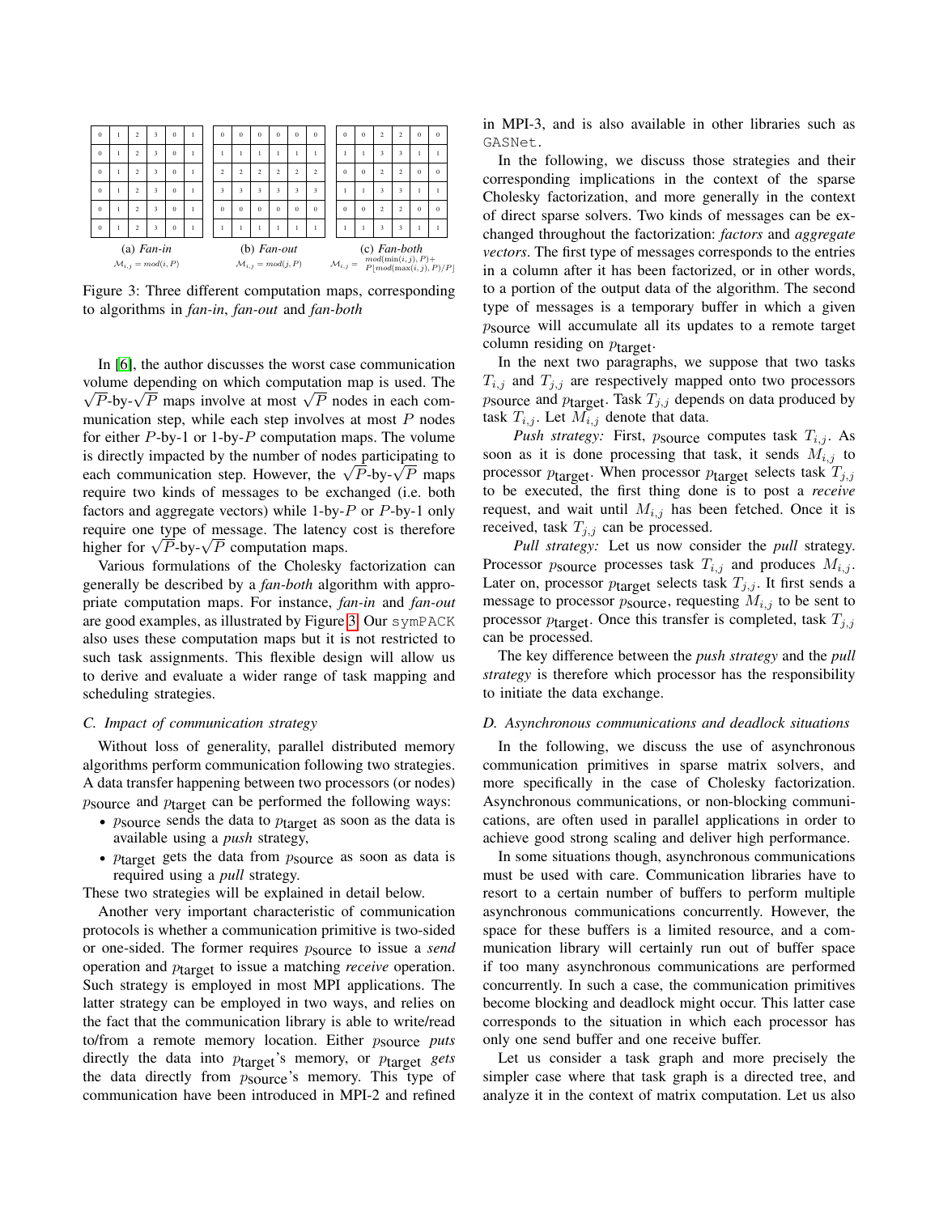| 0 | 1 | 2 | 3 | 0 | 1 |
|---|---|---|---|---|---|
| 0 | 1 | 2 | 3 | 0 | 1 |
| 0 | 1 | 2 | 3 | 0 | 1 |
| 0 | 1 | 2 | 3 | 0 | 1 |
| 0 | 1 | 2 | 3 | 0 | 1 |
| 0 | 1 | 2 | 3 | 0 | 1 |

(a) *Fan-in*
$\mathcal{M}_{i,j} = mod(i, P)$

| 0 | 0 | 0 | 0 | 0 | 0 |
|---|---|---|---|---|---|
| 1 | 1 | 1 | 1 | 1 | 1 |
| 2 | 2 | 2 | 2 | 2 | 2 |
| 3 | 3 | 3 | 3 | 3 | 3 |
| 0 | 0 | 0 | 0 | 0 | 0 |
| 1 | 1 | 1 | 1 | 1 | 1 |

(b) *Fan-out*
$\mathcal{M}_{i,j} = mod(j, P)$

| 0 | 0 | 2 | 2 | 0 | 0 |
|---|---|---|---|---|---|
| 1 | 1 | 3 | 3 | 1 | 1 |
| 0 | 0 | 2 | 2 | 0 | 0 |
| 1 | 1 | 3 | 3 | 1 | 1 |
| 0 | 0 | 2 | 2 | 0 | 0 |
| 1 | 1 | 3 | 3 | 1 | 1 |

(c) *Fan-both*
$\mathcal{M}_{i,j} = \begin{array}{c} mod(\min(i,j), P) + \\ P\lfloor mod(\max(i,j), P)/P \rfloor \end{array}$

Figure 3: Three different computation maps, corresponding to algorithms in *fan-in*, *fan-out* and *fan-both*

In [6], the author discusses the worst case communication volume depending on which computation map is used. The $\sqrt{P}$-by-$\sqrt{P}$ maps involve at most $\sqrt{P}$ nodes in each communication step, while each step involves at most $P$ nodes for either $P$-by-1 or 1-by-$P$ computation maps. The volume is directly impacted by the number of nodes participating to each communication step. However, the $\sqrt{P}$-by-$\sqrt{P}$ maps require two kinds of messages to be exchanged (i.e. both factors and aggregate vectors) while 1-by-$P$ or $P$-by-1 only require one type of message. The latency cost is therefore higher for $\sqrt{P}$-by-$\sqrt{P}$ computation maps.

Various formulations of the Cholesky factorization can generally be described by a *fan-both* algorithm with appropriate computation maps. For instance, *fan-in* and *fan-out* are good examples, as illustrated by Figure 3. Our symPACK also uses these computation maps but it is not restricted to such task assignments. This flexible design will allow us to derive and evaluate a wider range of task mapping and scheduling strategies.

### C. Impact of communication strategy

Without loss of generality, parallel distributed memory algorithms perform communication following two strategies. A data transfer happening between two processors (or nodes) $p_{\text{source}}$ and $p_{\text{target}}$ can be performed the following ways:

- $p_{\text{source}}$ sends the data to $p_{\text{target}}$ as soon as the data is available using a *push* strategy,
- $p_{\text{target}}$ gets the data from $p_{\text{source}}$ as soon as data is required using a *pull* strategy.

These two strategies will be explained in detail below.

Another very important characteristic of communication protocols is whether a communication primitive is two-sided or one-sided. The former requires $p_{\text{source}}$ to issue a *send* operation and $p_{\text{target}}$ to issue a matching *receive* operation. Such strategy is employed in most MPI applications. The latter strategy can be employed in two ways, and relies on the fact that the communication library is able to write/read to/from a remote memory location. Either $p_{\text{source}}$ *puts* directly the data into $p_{\text{target}}$'s memory, or $p_{\text{target}}$ *gets* the data directly from $p_{\text{source}}$'s memory. This type of communication have been introduced in MPI-2 and refined in MPI-3, and is also available in other libraries such as GASNet.

In the following, we discuss those strategies and their corresponding implications in the context of the sparse Cholesky factorization, and more generally in the context of direct sparse solvers. Two kinds of messages can be exchanged throughout the factorization: *factors* and *aggregate vectors*. The first type of messages corresponds to the entries in a column after it has been factorized, or in other words, to a portion of the output data of the algorithm. The second type of messages is a temporary buffer in which a given $p_{\text{source}}$ will accumulate all its updates to a remote target column residing on $p_{\text{target}}$.

In the next two paragraphs, we suppose that two tasks $T_{i,j}$ and $T_{j,j}$ are respectively mapped onto two processors $p_{\text{source}}$ and $p_{\text{target}}$. Task $T_{j,j}$ depends on data produced by task $T_{i,j}$. Let $M_{i,j}$ denote that data.

*Push strategy:* First, $p_{\text{source}}$ computes task $T_{i,j}$. As soon as it is done processing that task, it sends $M_{i,j}$ to processor $p_{\text{target}}$. When processor $p_{\text{target}}$ selects task $T_{j,j}$ to be executed, the first thing done is to post a *receive* request, and wait until $M_{i,j}$ has been fetched. Once it is received, task $T_{j,j}$ can be processed.

*Pull strategy:* Let us now consider the *pull* strategy. Processor $p_{\text{source}}$ processes task $T_{i,j}$ and produces $M_{i,j}$. Later on, processor $p_{\text{target}}$ selects task $T_{j,j}$. It first sends a message to processor $p_{\text{source}}$, requesting $M_{i,j}$ to be sent to processor $p_{\text{target}}$. Once this transfer is completed, task $T_{j,j}$ can be processed.

The key difference between the *push strategy* and the *pull strategy* is therefore which processor has the responsibility to initiate the data exchange.

### D. Asynchronous communications and deadlock situations

In the following, we discuss the use of asynchronous communication primitives in sparse matrix solvers, and more specifically in the case of Cholesky factorization. Asynchronous communications, or non-blocking communications, are often used in parallel applications in order to achieve good strong scaling and deliver high performance.

In some situations though, asynchronous communications must be used with care. Communication libraries have to resort to a certain number of buffers to perform multiple asynchronous communications concurrently. However, the space for these buffers is a limited resource, and a communication library will certainly run out of buffer space if too many asynchronous communications are performed concurrently. In such a case, the communication primitives become blocking and deadlock might occur. This latter case corresponds to the situation in which each processor has only one send buffer and one receive buffer.

Let us consider a task graph and more precisely the simpler case where that task graph is a directed tree, and analyze it in the context of matrix computation. Let us also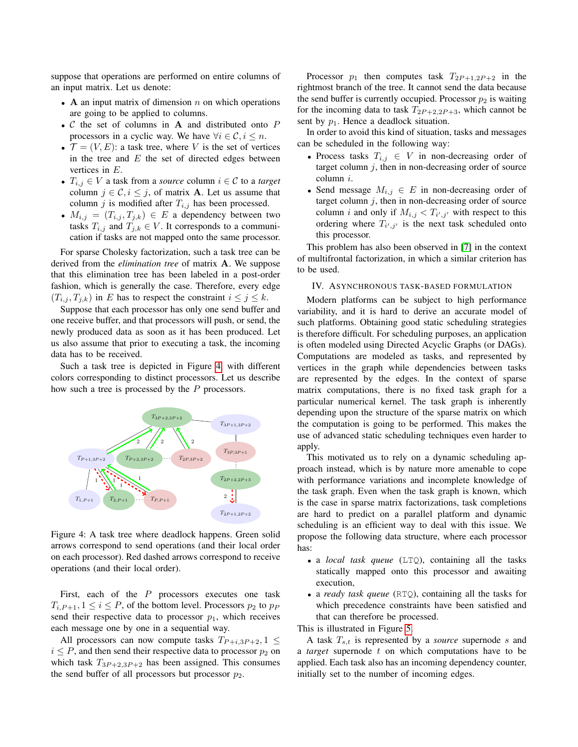suppose that operations are performed on entire columns of an input matrix. Let us denote:

- $\mathbf{A}$ an input matrix of dimension $n$ on which operations are going to be applied to columns.
- $\mathcal{C}$ the set of columns in $\mathbf{A}$ and distributed onto $P$ processors in a cyclic way. We have $\forall i \in \mathcal{C}, i \leq n$.
- $\mathcal{T} = (V, E)$: a task tree, where $V$ is the set of vertices in the tree and $E$ the set of directed edges between vertices in $E$.
- $T_{i,j} \in V$ a task from a *source* column $i \in \mathcal{C}$ to a *target* column $j \in \mathcal{C}, i \leq j$, of matrix $\mathbf{A}$. Let us assume that column $j$ is modified after $T_{i,j}$ has been processed.
- $M_{i,j} = (T_{i,j}, T_{j,k}) \in E$ a dependency between two tasks $T_{i,j}$ and $T_{j,k} \in V$. It corresponds to a communication if tasks are not mapped onto the same processor.

For sparse Cholesky factorization, such a task tree can be derived from the *elimination tree* of matrix $\mathbf{A}$. We suppose that this elimination tree has been labeled in a post-order fashion, which is generally the case. Therefore, every edge $(T_{i,j}, T_{j,k})$ in $E$ has to respect the constraint $i \leq j \leq k$.

Suppose that each processor has only one send buffer and one receive buffer, and that processors will push, or send, the newly produced data as soon as it has been produced. Let us also assume that prior to executing a task, the incoming data has to be received.

Such a task tree is depicted in Figure 4, with different colors corresponding to distinct processors. Let us describe how such a tree is processed by the $P$ processors.

Figure 4: A task tree where deadlock happens. Green solid arrows correspond to send operations (and their local order on each processor). Red dashed arrows correspond to receive operations (and their local order).

First, each of the $P$ processors executes one task $T_{i,P+1}, 1 \leq i \leq P$, of the bottom level. Processors $p_2$ to $p_P$ send their respective data to processor $p_1$, which receives each message one by one in a sequential way.

All processors can now compute tasks $T_{P+i,3P+2}, 1 \leq i \leq P$, and then send their respective data to processor $p_2$ on which task $T_{3P+2,3P+2}$ has been assigned. This consumes the send buffer of all processors but processor $p_2$.

Processor $p_1$ then computes task $T_{2P+1,2P+2}$ in the rightmost branch of the tree. It cannot send the data because the send buffer is currently occupied. Processor $p_2$ is waiting for the incoming data to task $T_{2P+2,2P+3}$, which cannot be sent by $p_1$. Hence a deadlock situation.

In order to avoid this kind of situation, tasks and messages can be scheduled in the following way:

- Process tasks $T_{i,j} \in V$ in non-decreasing order of target column $j$, then in non-decreasing order of source column $i$.
- Send message $M_{i,j} \in E$ in non-decreasing order of target column $j$, then in non-decreasing order of source column $i$ and only if $M_{i,j} < T_{i',j'}$ with respect to this ordering where $T_{i',j'}$ is the next task scheduled onto this processor.

This problem has also been observed in [7] in the context of multifrontal factorization, in which a similar criterion has to be used.

## IV. Asynchronous task-based formulation

Modern platforms can be subject to high performance variability, and it is hard to derive an accurate model of such platforms. Obtaining good static scheduling strategies is therefore difficult. For scheduling purposes, an application is often modeled using Directed Acyclic Graphs (or DAGs). Computations are modeled as tasks, and represented by vertices in the graph while dependencies between tasks are represented by the edges. In the context of sparse matrix computations, there is no fixed task graph for a particular numerical kernel. The task graph is inherently depending upon the structure of the sparse matrix on which the computation is going to be performed. This makes the use of advanced static scheduling techniques even harder to apply.

This motivated us to rely on a dynamic scheduling approach instead, which is by nature more amenable to cope with performance variations and incomplete knowledge of the task graph. Even when the task graph is known, which is the case in sparse matrix factorizations, task completions are hard to predict on a parallel platform and dynamic scheduling is an efficient way to deal with this issue. We propose the following data structure, where each processor has:

- a *local task queue* (LTQ), containing all the tasks statically mapped onto this processor and awaiting execution,
- a *ready task queue* (RTQ), containing all the tasks for which precedence constraints have been satisfied and that can therefore be processed.

This is illustrated in Figure 5.

A task $T_{s,t}$ is represented by a *source* supernode $s$ and a *target* supernode $t$ on which computations have to be applied. Each task also has an incoming dependency counter, initially set to the number of incoming edges.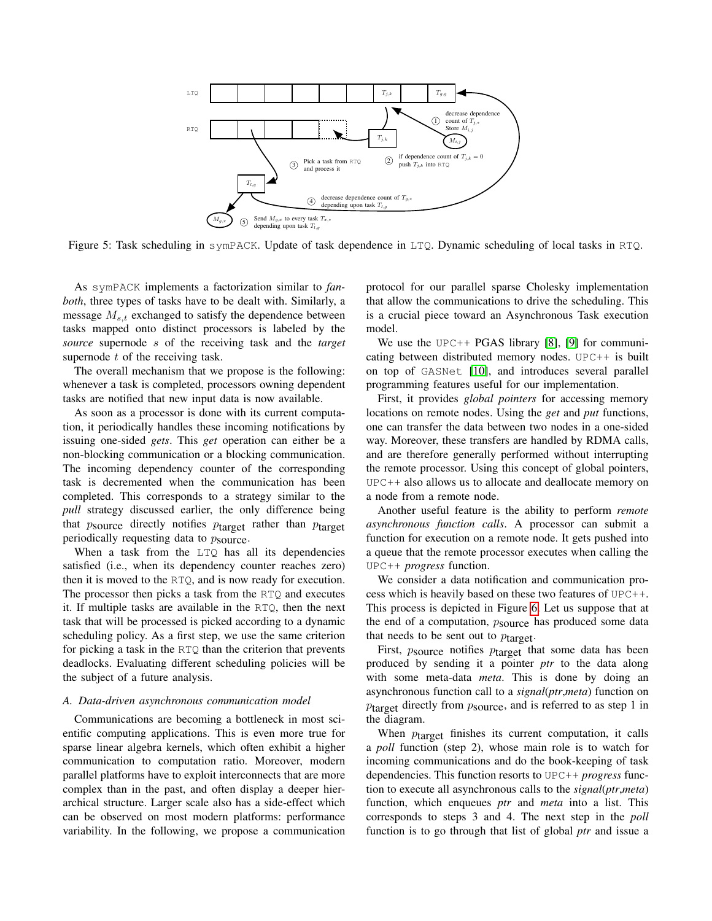Figure 5: Task scheduling in symPACK. Update of task dependence in LTQ. Dynamic scheduling of local tasks in RTQ.

As symPACK implements a factorization similar to *fan-both*, three types of tasks have to be dealt with. Similarly, a message $M_{s,t}$ exchanged to satisfy the dependence between tasks mapped onto distinct processors is labeled by the *source* supernode $s$ of the receiving task and the *target* supernode $t$ of the receiving task.

The overall mechanism that we propose is the following: whenever a task is completed, processors owning dependent tasks are notified that new input data is now available.

As soon as a processor is done with its current computation, it periodically handles these incoming notifications by issuing one-sided *gets*. This *get* operation can either be a non-blocking communication or a blocking communication. The incoming dependency counter of the corresponding task is decremented when the communication has been completed. This corresponds to a strategy similar to the *pull* strategy discussed earlier, the only difference being that $p_{\text{source}}$ directly notifies $p_{\text{target}}$ rather than $p_{\text{target}}$ periodically requesting data to $p_{\text{source}}$.

When a task from the LTQ has all its dependencies satisfied (i.e., when its dependency counter reaches zero) then it is moved to the RTQ, and is now ready for execution. The processor then picks a task from the RTQ and executes it. If multiple tasks are available in the RTQ, then the next task that will be processed is picked according to a dynamic scheduling policy. As a first step, we use the same criterion for picking a task in the RTQ than the criterion that prevents deadlocks. Evaluating different scheduling policies will be the subject of a future analysis.

### A. Data-driven asynchronous communication model

Communications are becoming a bottleneck in most scientific computing applications. This is even more true for sparse linear algebra kernels, which often exhibit a higher communication to computation ratio. Moreover, modern parallel platforms have to exploit interconnects that are more complex than in the past, and often display a deeper hierarchical structure. Larger scale also has a side-effect which can be observed on most modern platforms: performance variability. In the following, we propose a communication protocol for our parallel sparse Cholesky implementation that allow the communications to drive the scheduling. This is a crucial piece toward an Asynchronous Task execution model.

We use the UPC++ PGAS library [8], [9] for communicating between distributed memory nodes. UPC++ is built on top of GASNet [10], and introduces several parallel programming features useful for our implementation.

First, it provides *global pointers* for accessing memory locations on remote nodes. Using the *get* and *put* functions, one can transfer the data between two nodes in a one-sided way. Moreover, these transfers are handled by RDMA calls, and are therefore generally performed without interrupting the remote processor. Using this concept of global pointers, UPC++ also allows us to allocate and deallocate memory on a node from a remote node.

Another useful feature is the ability to perform *remote asynchronous function calls*. A processor can submit a function for execution on a remote node. It gets pushed into a queue that the remote processor executes when calling the UPC++ *progress* function.

We consider a data notification and communication process which is heavily based on these two features of UPC++. This process is depicted in Figure 6. Let us suppose that at the end of a computation, $p_{\text{source}}$ has produced some data that needs to be sent out to $p_{\text{target}}$.

First, $p_{\text{source}}$ notifies $p_{\text{target}}$ that some data has been produced by sending it a pointer *ptr* to the data along with some meta-data *meta*. This is done by doing an asynchronous function call to a *signal*(*ptr*,*meta*) function on $p_{\text{target}}$ directly from $p_{\text{source}}$, and is referred to as step 1 in the diagram.

When $p_{\text{target}}$ finishes its current computation, it calls a *poll* function (step 2), whose main role is to watch for incoming communications and do the book-keeping of task dependencies. This function resorts to UPC++ *progress* function to execute all asynchronous calls to the *signal*(*ptr*,*meta*) function, which enqueues *ptr* and *meta* into a list. This corresponds to steps 3 and 4. The next step in the *poll* function is to go through that list of global *ptr* and issue a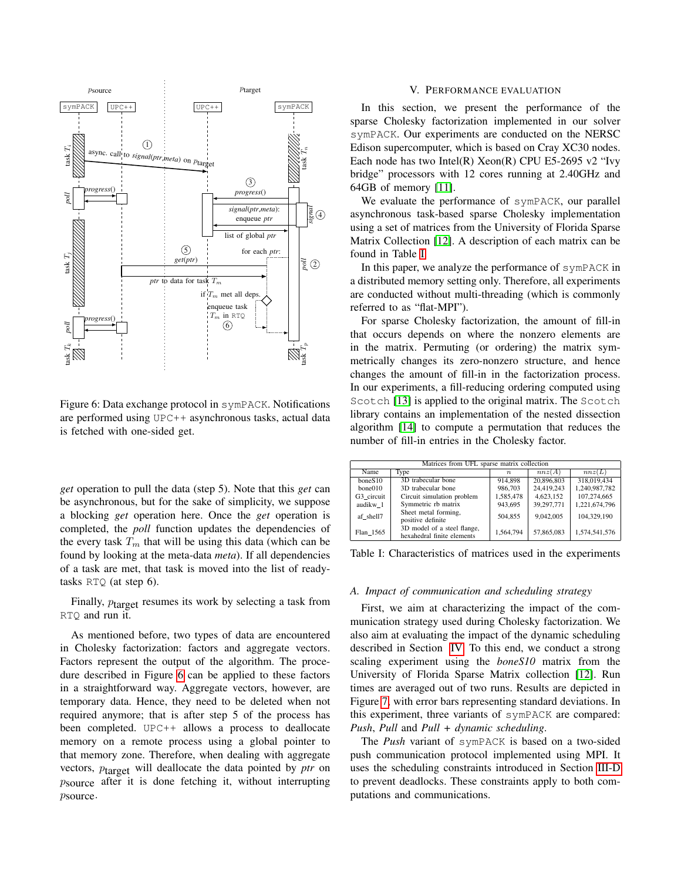Figure 6: Data exchange protocol in symPACK. Notifications are performed using UPC++ asynchronous tasks, actual data is fetched with one-sided get.

*get* operation to pull the data (step 5). Note that this *get* can be asynchronous, but for the sake of simplicity, we suppose a blocking *get* operation here. Once the *get* operation is completed, the *poll* function updates the dependencies of the every task $T_m$ that will be using this data (which can be found by looking at the meta-data *meta*). If all dependencies of a task are met, that task is moved into the list of ready-tasks RTQ (at step 6).

Finally, $p_{\text{target}}$ resumes its work by selecting a task from RTQ and run it.

As mentioned before, two types of data are encountered in Cholesky factorization: factors and aggregate vectors. Factors represent the output of the algorithm. The procedure described in Figure 6 can be applied to these factors in a straightforward way. Aggregate vectors, however, are temporary data. Hence, they need to be deleted when not required anymore; that is after step 5 of the process has been completed. UPC++ allows a process to deallocate memory on a remote process using a global pointer to that memory zone. Therefore, when dealing with aggregate vectors, $p_{\text{target}}$ will deallocate the data pointed by *ptr* on $p_{\text{source}}$ after it is done fetching it, without interrupting $p_{\text{source}}$.

## V. Performance Evaluation

In this section, we present the performance of the sparse Cholesky factorization implemented in our solver symPACK. Our experiments are conducted on the NERSC Edison supercomputer, which is based on Cray XC30 nodes. Each node has two Intel(R) Xeon(R) CPU E5-2695 v2 "Ivy bridge" processors with 12 cores running at 2.40GHz and 64GB of memory [11].

We evaluate the performance of symPACK, our parallel asynchronous task-based sparse Cholesky implementation using a set of matrices from the University of Florida Sparse Matrix Collection [12]. A description of each matrix can be found in Table I.

In this paper, we analyze the performance of symPACK in a distributed memory setting only. Therefore, all experiments are conducted without multi-threading (which is commonly referred to as "flat-MPI").

For sparse Cholesky factorization, the amount of fill-in that occurs depends on where the nonzero elements are in the matrix. Permuting (or ordering) the matrix symmetrically changes its zero-nonzero structure, and hence changes the amount of fill-in in the factorization process. In our experiments, a fill-reducing ordering computed using Scotch [13] is applied to the original matrix. The Scotch library contains an implementation of the nested dissection algorithm [14] to compute a permutation that reduces the number of fill-in entries in the Cholesky factor.

| Matrices from UFL sparse matrix collection | | | | |
|---|---|---|---|---|
| Name | Type | $n$ | $nnz(A)$ | $nnz(L)$ |
| boneS10 | 3D trabecular bone | 914,898 | 20,896,803 | 318,019,434 |
| bone010 | 3D trabecular bone | 986,703 | 24,419,243 | 1,240,987,782 |
| G3_circuit | Circuit simulation problem | 1,585,478 | 4,623,152 | 107,274,665 |
| audikw_1 | Symmetric rb matrix | 943,695 | 39,297,771 | 1,221,674,796 |
| af_shell7 | Sheet metal forming, positive definite | 504,855 | 9,042,005 | 104,329,190 |
| Flan_1565 | 3D model of a steel flange, hexahedral finite elements | 1,564,794 | 57,865,083 | 1,574,541,576 |

Table I: Characteristics of matrices used in the experiments

### A. Impact of communication and scheduling strategy

First, we aim at characterizing the impact of the communication strategy used during Cholesky factorization. We also aim at evaluating the impact of the dynamic scheduling described in Section IV. To this end, we conduct a strong scaling experiment using the *boneS10* matrix from the University of Florida Sparse Matrix collection [12]. Run times are averaged out of two runs. Results are depicted in Figure 7, with error bars representing standard deviations. In this experiment, three variants of symPACK are compared: *Push*, *Pull* and *Pull + dynamic scheduling*.

The *Push* variant of symPACK is based on a two-sided push communication protocol implemented using MPI. It uses the scheduling constraints introduced in Section III-D to prevent deadlocks. These constraints apply to both computations and communications.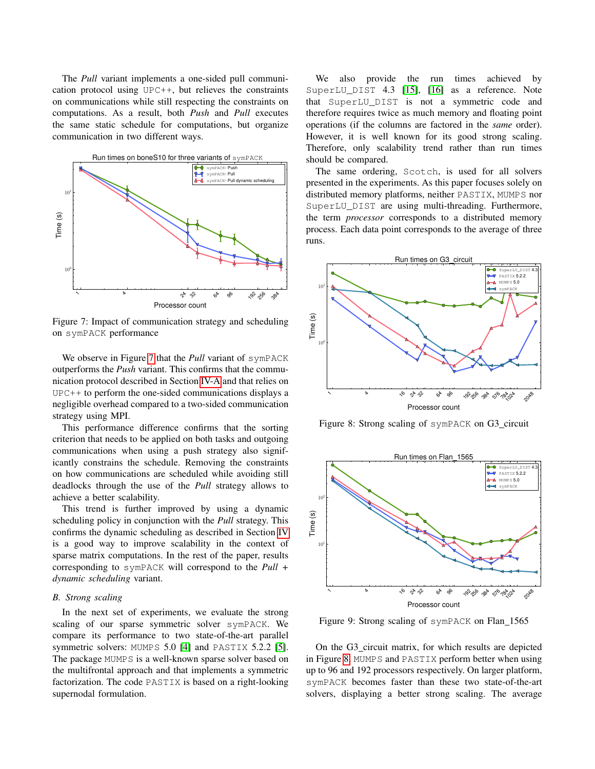The *Pull* variant implements a one-sided pull communication protocol using UPC++, but relieves the constraints on communications while still respecting the constraints on computations. As a result, both *Push* and *Pull* executes the same static schedule for computations, but organize communication in two different ways.

Figure 7: Impact of communication strategy and scheduling on symPACK performance

We observe in Figure 7 that the *Pull* variant of symPACK outperforms the *Push* variant. This confirms that the communication protocol described in Section IV-A and that relies on UPC++ to perform the one-sided communications displays a negligible overhead compared to a two-sided communication strategy using MPI.

This performance difference confirms that the sorting criterion that needs to be applied on both tasks and outgoing communications when using a push strategy also significantly constrains the schedule. Removing the constraints on how communications are scheduled while avoiding still deadlocks through the use of the *Pull* strategy allows to achieve a better scalability.

This trend is further improved by using a dynamic scheduling policy in conjunction with the *Pull* strategy. This confirms the dynamic scheduling as described in Section IV is a good way to improve scalability in the context of sparse matrix computations. In the rest of the paper, results corresponding to symPACK will correspond to the *Pull + dynamic scheduling* variant.

### B. Strong scaling

In the next set of experiments, we evaluate the strong scaling of our sparse symmetric solver symPACK. We compare its performance to two state-of-the-art parallel symmetric solvers: MUMPS 5.0 [4] and PASTIX 5.2.2 [5]. The package MUMPS is a well-known sparse solver based on the multifrontal approach and that implements a symmetric factorization. The code PASTIX is based on a right-looking supernodal formulation.

We also provide the run times achieved by SuperLU_DIST 4.3 [15], [16] as a reference. Note that SuperLU_DIST is not a symmetric code and therefore requires twice as much memory and floating point operations (if the columns are factored in the *same* order). However, it is well known for its good strong scaling. Therefore, only scalability trend rather than run times should be compared.

The same ordering, Scotch, is used for all solvers presented in the experiments. As this paper focuses solely on distributed memory platforms, neither PASTIX, MUMPS nor SuperLU_DIST are using multi-threading. Furthermore, the term *processor* corresponds to a distributed memory process. Each data point corresponds to the average of three runs.

Figure 8: Strong scaling of symPACK on G3_circuit

Figure 9: Strong scaling of symPACK on Flan_1565

On the G3_circuit matrix, for which results are depicted in Figure 8, MUMPS and PASTIX perform better when using up to 96 and 192 processors respectively. On larger platform, symPACK becomes faster than these two state-of-the-art solvers, displaying a better strong scaling. The average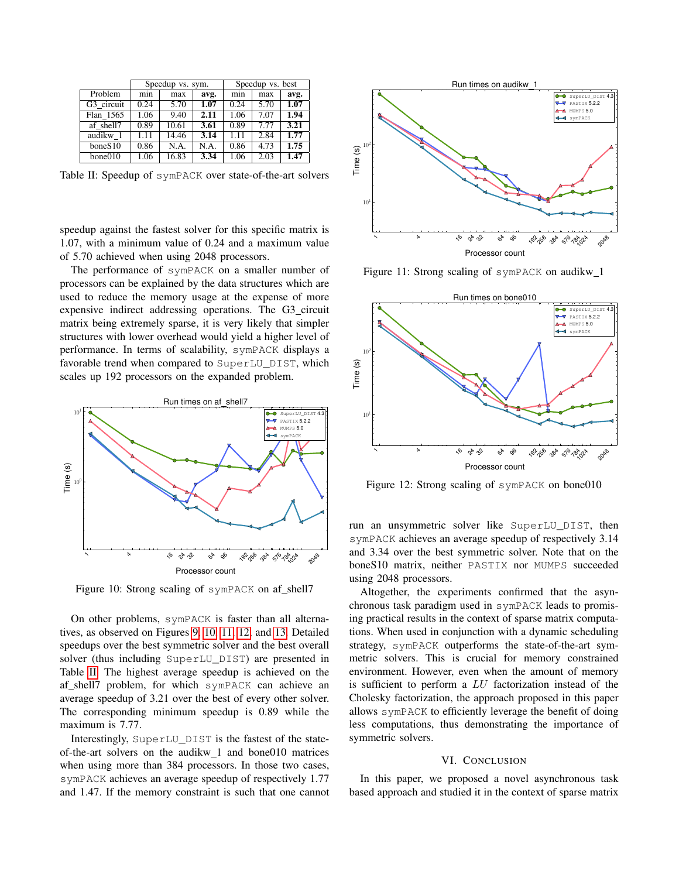| Problem | Speedup vs. sym. | | | Speedup vs. best | | |
|---|---|---|---|---|---|---|
| | min | max | **avg.** | min | max | **avg.** |
| G3_circuit | 0.24 | 5.70 | **1.07** | 0.24 | 5.70 | **1.07** |
| Flan_1565 | 1.06 | 9.40 | **2.11** | 1.06 | 7.07 | **1.94** |
| af_shell7 | 0.89 | 10.61 | **3.61** | 0.89 | 7.77 | **3.21** |
| audikw_1 | 1.11 | 14.46 | **3.14** | 1.11 | 2.84 | **1.77** |
| boneS10 | 0.86 | N.A. | N.A. | 0.86 | 4.73 | **1.75** |
| bone010 | 1.06 | 16.83 | **3.34** | 1.06 | 2.03 | **1.47** |

Table II: Speedup of symPACK over state-of-the-art solvers

speedup against the fastest solver for this specific matrix is 1.07, with a minimum value of 0.24 and a maximum value of 5.70 achieved when using 2048 processors.

The performance of symPACK on a smaller number of processors can be explained by the data structures which are used to reduce the memory usage at the expense of more expensive indirect addressing operations. The G3_circuit matrix being extremely sparse, it is very likely that simpler structures with lower overhead would yield a higher level of performance. In terms of scalability, symPACK displays a favorable trend when compared to SuperLU_DIST, which scales up 192 processors on the expanded problem.

Figure 10: Strong scaling of symPACK on af_shell7

On other problems, symPACK is faster than all alternatives, as observed on Figures 9, 10, 11, 12, and 13. Detailed speedups over the best symmetric solver and the best overall solver (thus including SuperLU_DIST) are presented in Table II. The highest average speedup is achieved on the af_shell7 problem, for which symPACK can achieve an average speedup of 3.21 over the best of every other solver. The corresponding minimum speedup is 0.89 while the maximum is 7.77.

Interestingly, SuperLU_DIST is the fastest of the state-of-the-art solvers on the audikw_1 and bone010 matrices when using more than 384 processors. In those two cases, symPACK achieves an average speedup of respectively 1.77 and 1.47. If the memory constraint is such that one cannot

Figure 11: Strong scaling of symPACK on audikw_1

Figure 12: Strong scaling of symPACK on bone010

run an unsymmetric solver like SuperLU_DIST, then symPACK achieves an average speedup of respectively 3.14 and 3.34 over the best symmetric solver. Note that on the boneS10 matrix, neither PASTIX nor MUMPS succeeded using 2048 processors.

Altogether, the experiments confirmed that the asynchronous task paradigm used in symPACK leads to promising practical results in the context of sparse matrix computations. When used in conjunction with a dynamic scheduling strategy, symPACK outperforms the state-of-the-art symmetric solvers. This is crucial for memory constrained environment. However, even when the amount of memory is sufficient to perform a $LU$ factorization instead of the Cholesky factorization, the approach proposed in this paper allows symPACK to efficiently leverage the benefit of doing less computations, thus demonstrating the importance of symmetric solvers.

## VI. Conclusion

In this paper, we proposed a novel asynchronous task based approach and studied it in the context of sparse matrix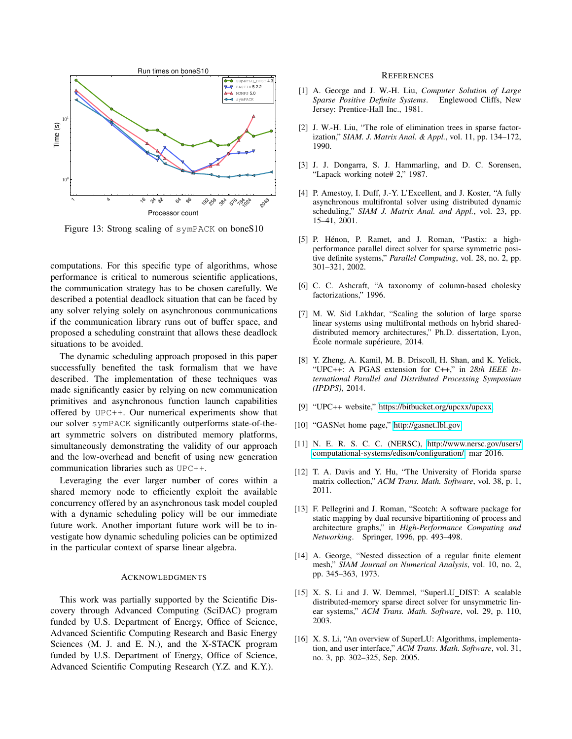Run times on boneS10

SuperLU_DIST 4.3
PASTIX 5.2.2
MUMPS 5.0
symPACK

Time (s)

$10^1$

$10^0$

1 4 16 24 32 64 96 192 256 384 576 784 1024 2048

Processor count

Figure 13: Strong scaling of symPACK on boneS10

computations. For this specific type of algorithms, whose performance is critical to numerous scientific applications, the communication strategy has to be chosen carefully. We described a potential deadlock situation that can be faced by any solver relying solely on asynchronous communications if the communication library runs out of buffer space, and proposed a scheduling constraint that allows these deadlock situations to be avoided.

The dynamic scheduling approach proposed in this paper successfully benefited the task formalism that we have described. The implementation of these techniques was made significantly easier by relying on new communication primitives and asynchronous function launch capabilities offered by UPC++. Our numerical experiments show that our solver symPACK significantly outperforms state-of-the-art symmetric solvers on distributed memory platforms, simultaneously demonstrating the validity of our approach and the low-overhead and benefit of using new generation communication libraries such as UPC++.

Leveraging the ever larger number of cores within a shared memory node to efficiently exploit the available concurrency offered by an asynchronous task model coupled with a dynamic scheduling policy will be our immediate future work. Another important future work will be to investigate how dynamic scheduling policies can be optimized in the particular context of sparse linear algebra.

## Acknowledgments

This work was partially supported by the Scientific Discovery through Advanced Computing (SciDAC) program funded by U.S. Department of Energy, Office of Science, Advanced Scientific Computing Research and Basic Energy Sciences (M. J. and E. N.), and the X-STACK program funded by U.S. Department of Energy, Office of Science, Advanced Scientific Computing Research (Y.Z. and K.Y.).

## References

[1] A. George and J. W.-H. Liu, *Computer Solution of Large Sparse Positive Definite Systems*. Englewood Cliffs, New Jersey: Prentice-Hall Inc., 1981.

[2] J. W.-H. Liu, "The role of elimination trees in sparse factorization," *SIAM. J. Matrix Anal. & Appl.*, vol. 11, pp. 134–172, 1990.

[3] J. J. Dongarra, S. J. Hammarling, and D. C. Sorensen, "Lapack working note# 2," 1987.

[4] P. Amestoy, I. Duff, J.-Y. L'Excellent, and J. Koster, "A fully asynchronous multifrontal solver using distributed dynamic scheduling," *SIAM J. Matrix Anal. and Appl.*, vol. 23, pp. 15–41, 2001.

[5] P. Hénon, P. Ramet, and J. Roman, "Pastix: a high-performance parallel direct solver for sparse symmetric positive definite systems," *Parallel Computing*, vol. 28, no. 2, pp. 301–321, 2002.

[6] C. C. Ashcraft, "A taxonomy of column-based cholesky factorizations," 1996.

[7] M. W. Sid Lakhdar, "Scaling the solution of large sparse linear systems using multifrontal methods on hybrid shared-distributed memory architectures," Ph.D. dissertation, Lyon, École normale supérieure, 2014.

[8] Y. Zheng, A. Kamil, M. B. Driscoll, H. Shan, and K. Yelick, "UPC++: A PGAS extension for C++," in *28th IEEE International Parallel and Distributed Processing Symposium (IPDPS)*, 2014.

[9] "UPC++ website," https://bitbucket.org/upcxx/upcxx.

[10] "GASNet home page," http://gasnet.lbl.gov.

[11] N. E. R. S. C. C. (NERSC), http://www.nersc.gov/users/computational-systems/edison/configuration/, mar 2016.

[12] T. A. Davis and Y. Hu, "The University of Florida sparse matrix collection," *ACM Trans. Math. Software*, vol. 38, p. 1, 2011.

[13] F. Pellegrini and J. Roman, "Scotch: A software package for static mapping by dual recursive bipartitioning of process and architecture graphs," in *High-Performance Computing and Networking*. Springer, 1996, pp. 493–498.

[14] A. George, "Nested dissection of a regular finite element mesh," *SIAM Journal on Numerical Analysis*, vol. 10, no. 2, pp. 345–363, 1973.

[15] X. S. Li and J. W. Demmel, "SuperLU_DIST: A scalable distributed-memory sparse direct solver for unsymmetric linear systems," *ACM Trans. Math. Software*, vol. 29, p. 110, 2003.

[16] X. S. Li, "An overview of SuperLU: Algorithms, implementation, and user interface," *ACM Trans. Math. Software*, vol. 31, no. 3, pp. 302–325, Sep. 2005.